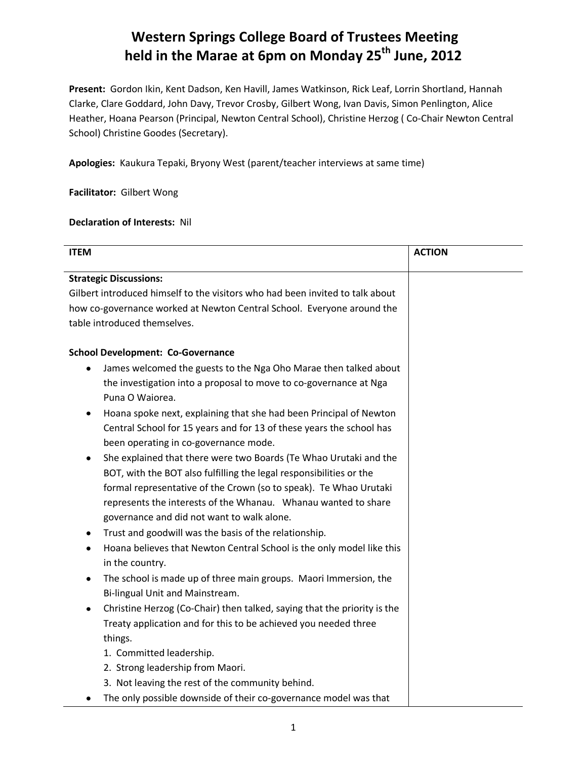# Western Springs College Board of Trustees Meeting held in the Marae at 6pm on Monday 25th June, 2012

**Present:** Gordon Ikin, Kent Dadson, Ken Havill, James Watkinson, Rick Leaf, Lorrin Shortland, Hannah Clarke, Clare Goddard, John Davy, Trevor Crosby, Gilbert Wong, Ivan Davis, Simon Penlington, Alice Heather, Hoana Pearson (Principal, Newton Central School), Christine Herzog ( Co-Chair Newton Central School) Christine Goodes (Secretary).

**Apologies:** Kaukura Tepaki, Bryony West (parent/teacher interviews at same time)

**Facilitator:** Gilbert Wong

**Declaration of Interests:** Nil

| ITEM | ACTION |
|---|---|
| **Strategic Discussions:**<br>Gilbert introduced himself to the visitors who had been invited to talk about how co-governance worked at Newton Central School. Everyone around the table introduced themselves.<br><br>**School Development: Co-Governance**<br>• James welcomed the guests to the Nga Oho Marae then talked about the investigation into a proposal to move to co-governance at Nga Puna O Waiorea.<br>• Hoana spoke next, explaining that she had been Principal of Newton Central School for 15 years and for 13 of these years the school has been operating in co-governance mode.<br>• She explained that there were two Boards (Te Whao Urutaki and the BOT, with the BOT also fulfilling the legal responsibilities or the formal representative of the Crown (so to speak). Te Whao Urutaki represents the interests of the Whanau. Whanau wanted to share governance and did not want to walk alone.<br>• Trust and goodwill was the basis of the relationship.<br>• Hoana believes that Newton Central School is the only model like this in the country.<br>• The school is made up of three main groups. Maori Immersion, the Bi-lingual Unit and Mainstream.<br>• Christine Herzog (Co-Chair) then talked, saying that the priority is the Treaty application and for this to be achieved you needed three things.<br>1. Committed leadership.<br>2. Strong leadership from Maori.<br>3. Not leaving the rest of the community behind.<br>• The only possible downside of their co-governance model was that | |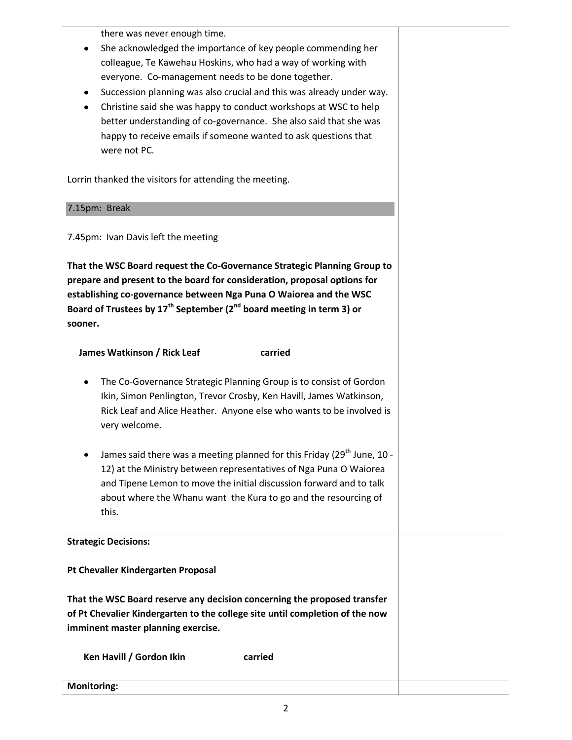there was never enough time.

- She acknowledged the importance of key people commending her colleague, Te Kawehau Hoskins, who had a way of working with everyone. Co-management needs to be done together.
- Succession planning was also crucial and this was already under way.
- Christine said she was happy to conduct workshops at WSC to help better understanding of co-governance. She also said that she was happy to receive emails if someone wanted to ask questions that were not PC.

Lorrin thanked the visitors for attending the meeting.

7.15pm: Break

7.45pm: Ivan Davis left the meeting

**That the WSC Board request the Co-Governance Strategic Planning Group to prepare and present to the board for consideration, proposal options for establishing co-governance between Nga Puna O Waiorea and the WSC Board of Trustees by 17th September (2nd board meeting in term 3) or sooner.**

**James Watkinson / Rick Leaf carried**

- The Co-Governance Strategic Planning Group is to consist of Gordon Ikin, Simon Penlington, Trevor Crosby, Ken Havill, James Watkinson, Rick Leaf and Alice Heather. Anyone else who wants to be involved is very welcome.
- James said there was a meeting planned for this Friday (29th June, 10 - 12) at the Ministry between representatives of Nga Puna O Waiorea and Tipene Lemon to move the initial discussion forward and to talk about where the Whanu want the Kura to go and the resourcing of this.

**Strategic Decisions:**

**Pt Chevalier Kindergarten Proposal**

**That the WSC Board reserve any decision concerning the proposed transfer of Pt Chevalier Kindergarten to the college site until completion of the now imminent master planning exercise.**

**Ken Havill / Gordon Ikin carried**

**Monitoring:**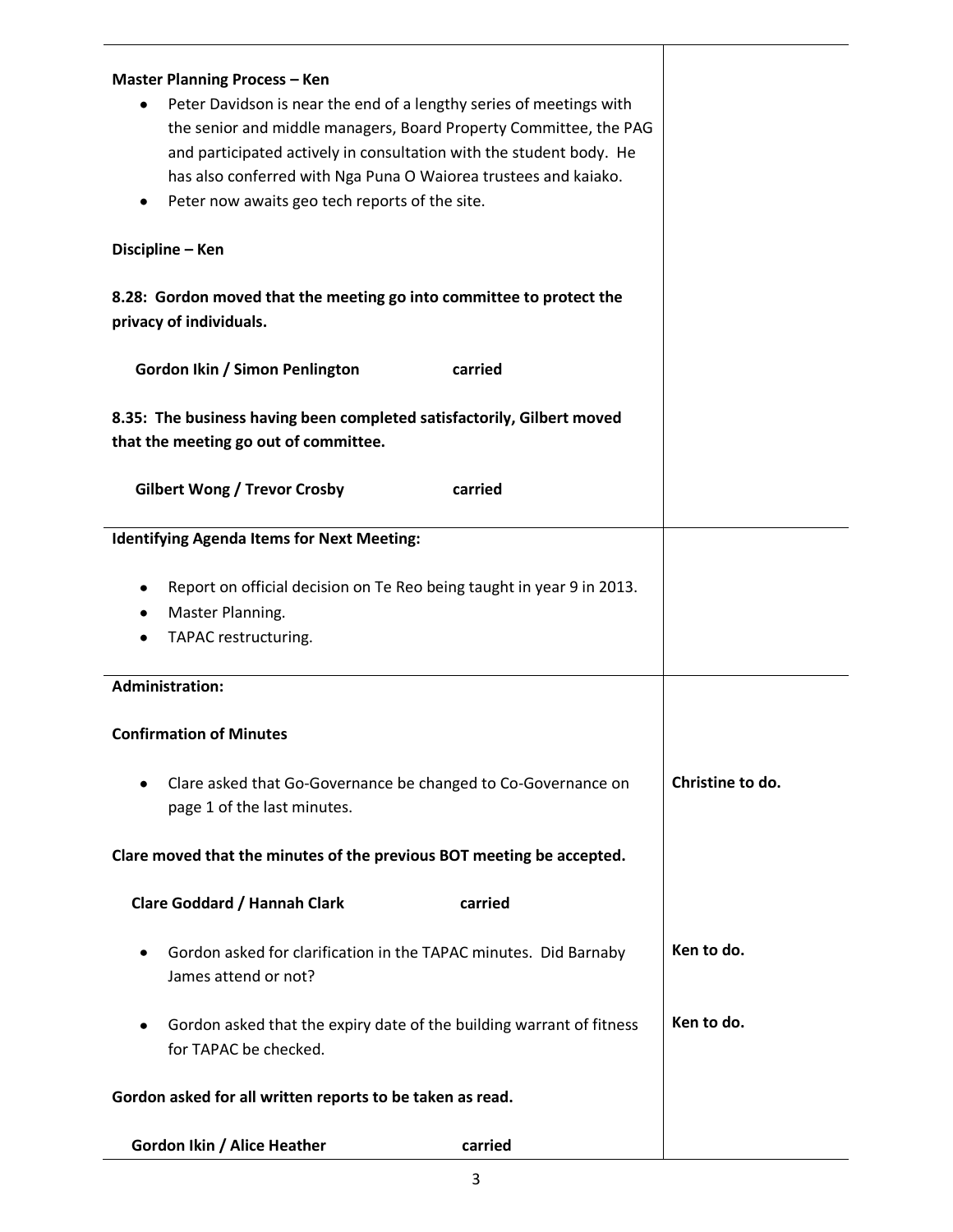| | |
|---|---|
| **Master Planning Process – Ken**<br>• Peter Davidson is near the end of a lengthy series of meetings with the senior and middle managers, Board Property Committee, the PAG and participated actively in consultation with the student body. He has also conferred with Nga Puna O Waiorea trustees and kaiako.<br>• Peter now awaits geo tech reports of the site.<br><br>**Discipline – Ken**<br><br>**8.28: Gordon moved that the meeting go into committee to protect the privacy of individuals.**<br><br>**Gordon Ikin / Simon Penlington carried**<br><br>**8.35: The business having been completed satisfactorily, Gilbert moved that the meeting go out of committee.**<br><br>**Gilbert Wong / Trevor Crosby carried** | |
| **Identifying Agenda Items for Next Meeting:**<br><br>• Report on official decision on Te Reo being taught in year 9 in 2013.<br>• Master Planning.<br>• TAPAC restructuring. | |
| **Administration:**<br><br>**Confirmation of Minutes** | |
| • Clare asked that Go-Governance be changed to Co-Governance on page 1 of the last minutes. | **Christine to do.** |
| **Clare moved that the minutes of the previous BOT meeting be accepted.**<br><br>**Clare Goddard / Hannah Clark carried** | |
| • Gordon asked for clarification in the TAPAC minutes. Did Barnaby James attend or not? | **Ken to do.** |
| • Gordon asked that the expiry date of the building warrant of fitness for TAPAC be checked. | **Ken to do.** |
| **Gordon asked for all written reports to be taken as read.**<br><br>**Gordon Ikin / Alice Heather carried** | |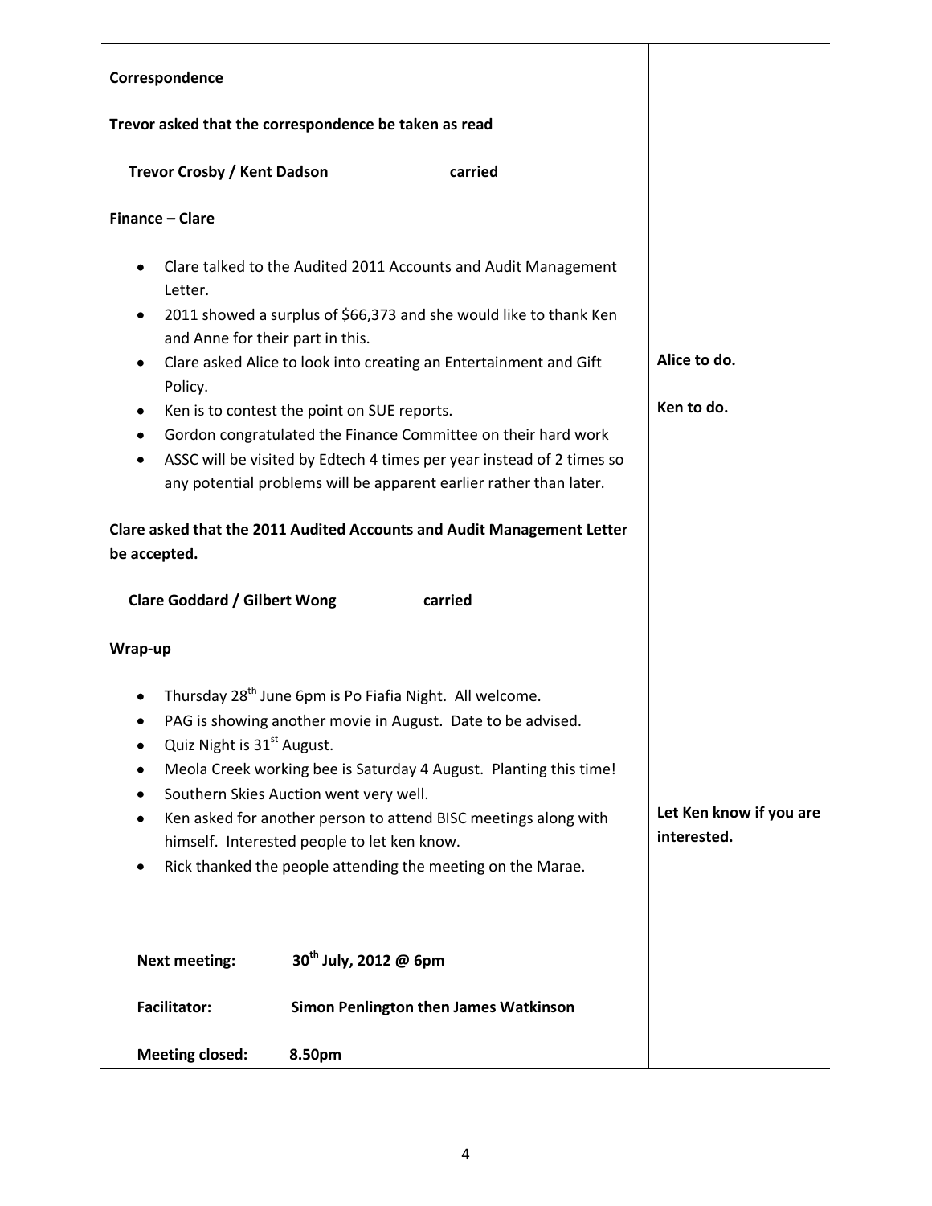| | |
|---|---|
| **Correspondence**<br><br>**Trevor asked that the correspondence be taken as read**<br><br>**Trevor Crosby / Kent Dadson carried**<br><br>**Finance – Clare**<br><br>• Clare talked to the Audited 2011 Accounts and Audit Management Letter.<br>• 2011 showed a surplus of $66,373 and she would like to thank Ken and Anne for their part in this.<br>• Clare asked Alice to look into creating an Entertainment and Gift Policy.<br>• Ken is to contest the point on SUE reports.<br>• Gordon congratulated the Finance Committee on their hard work<br>• ASSC will be visited by Edtech 4 times per year instead of 2 times so any potential problems will be apparent earlier rather than later.<br><br>**Clare asked that the 2011 Audited Accounts and Audit Management Letter be accepted.**<br><br>**Clare Goddard / Gilbert Wong carried** | <br><br><br><br><br><br><br><br><br><br>**Alice to do.**<br><br>**Ken to do.** |
| **Wrap-up**<br><br>• Thursday 28th June 6pm is Po Fiafia Night. All welcome.<br>• PAG is showing another movie in August. Date to be advised.<br>• Quiz Night is 31st August.<br>• Meola Creek working bee is Saturday 4 August. Planting this time!<br>• Southern Skies Auction went very well.<br>• Ken asked for another person to attend BISC meetings along with himself. Interested people to let ken know.<br>• Rick thanked the people attending the meeting on the Marae.<br><br>**Next meeting:** **30th July, 2012 @ 6pm**<br><br>**Facilitator:** **Simon Penlington then James Watkinson**<br><br>**Meeting closed:** **8.50pm** | <br><br><br><br><br><br><br>**Let Ken know if you are interested.** |